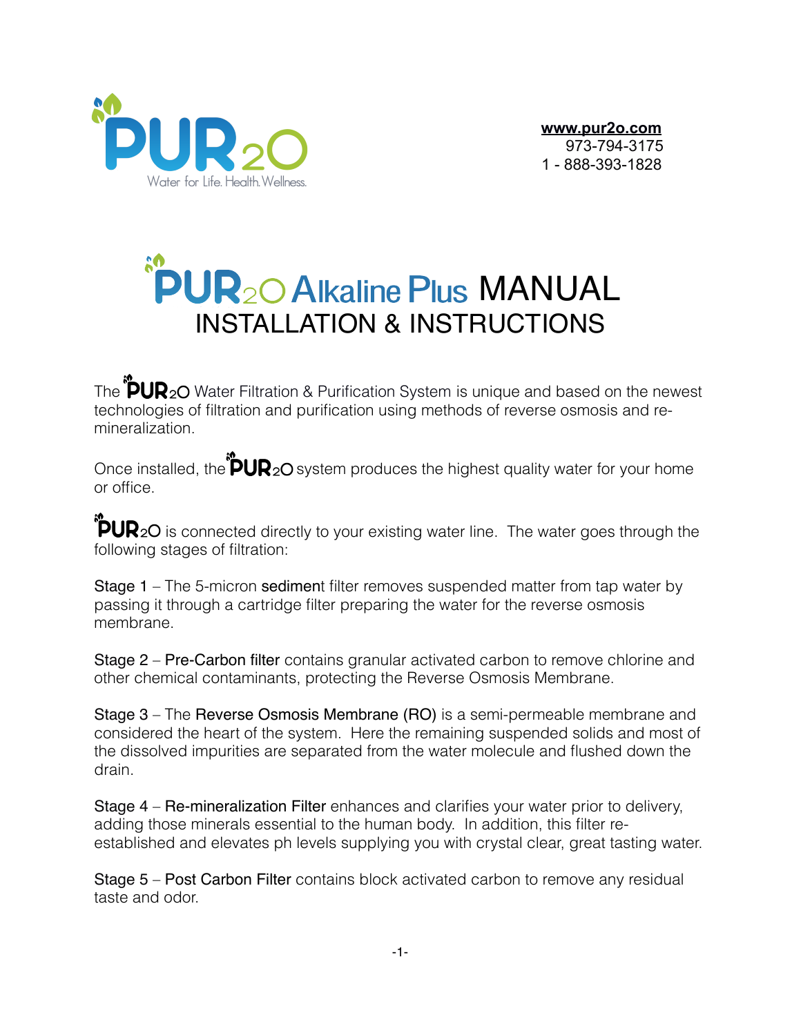# PUR2O

Water for Life. Health. Wellness.

**www.pur2o.com**
973-794-3175
1 - 888-393-1828

# PUR2O Alkaline Plus MANUAL
## INSTALLATION & INSTRUCTIONS

The PUR2O Water Filtration & Purification System is unique and based on the newest technologies of filtration and purification using methods of reverse osmosis and re-mineralization.

Once installed, the PUR2O system produces the highest quality water for your home or office.

PUR2O is connected directly to your existing water line. The water goes through the following stages of filtration:

Stage 1 – The 5-micron sediment filter removes suspended matter from tap water by passing it through a cartridge filter preparing the water for the reverse osmosis membrane.

Stage 2 – Pre-Carbon filter contains granular activated carbon to remove chlorine and other chemical contaminants, protecting the Reverse Osmosis Membrane.

Stage 3 – The Reverse Osmosis Membrane (RO) is a semi-permeable membrane and considered the heart of the system. Here the remaining suspended solids and most of the dissolved impurities are separated from the water molecule and flushed down the drain.

Stage 4 – Re-mineralization Filter enhances and clarifies your water prior to delivery, adding those minerals essential to the human body. In addition, this filter re-established and elevates ph levels supplying you with crystal clear, great tasting water.

Stage 5 – Post Carbon Filter contains block activated carbon to remove any residual taste and odor.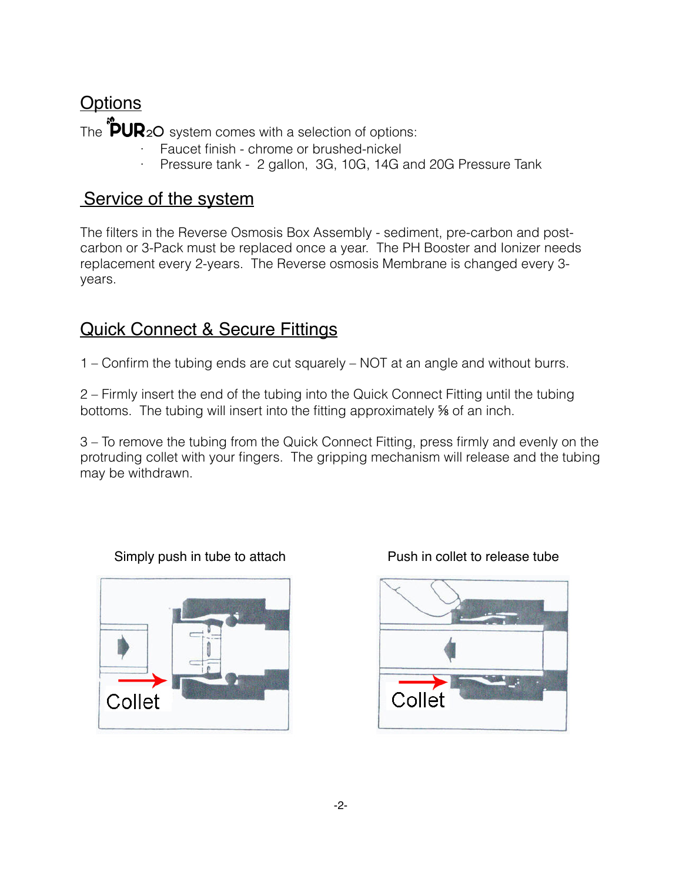## Options

The PUR2O system comes with a selection of options:

- Faucet finish - chrome or brushed-nickel
- Pressure tank - 2 gallon, 3G, 10G, 14G and 20G Pressure Tank

## Service of the system

The filters in the Reverse Osmosis Box Assembly - sediment, pre-carbon and post-carbon or 3-Pack must be replaced once a year. The PH Booster and Ionizer needs replacement every 2-years. The Reverse osmosis Membrane is changed every 3-years.

## Quick Connect & Secure Fittings

1 – Confirm the tubing ends are cut squarely – NOT at an angle and without burrs.

2 – Firmly insert the end of the tubing into the Quick Connect Fitting until the tubing bottoms. The tubing will insert into the fitting approximately ⅝ of an inch.

3 – To remove the tubing from the Quick Connect Fitting, press firmly and evenly on the protruding collet with your fingers. The gripping mechanism will release and the tubing may be withdrawn.

Simply push in tube to attach

Collet

Push in collet to release tube

Collet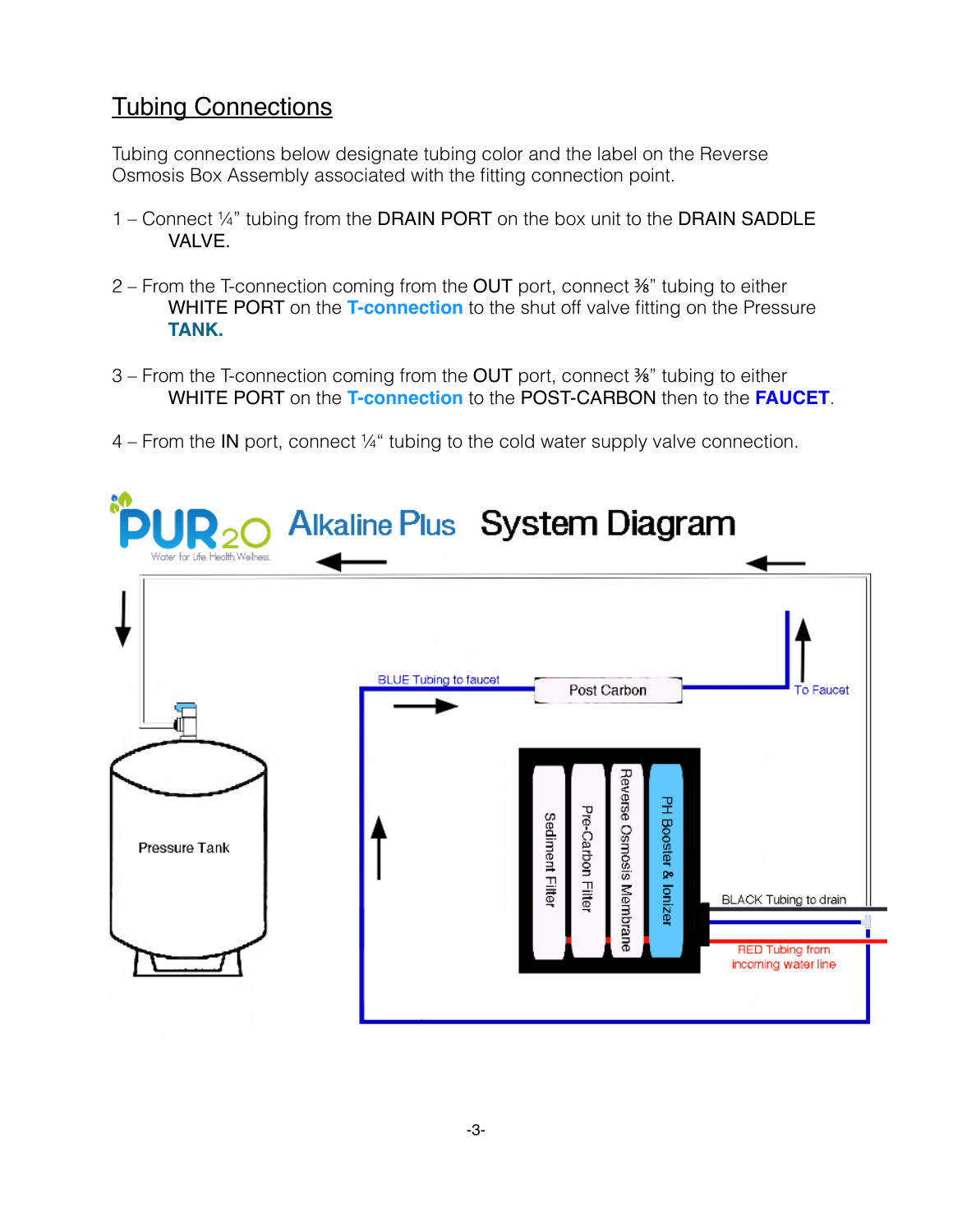## Tubing Connections

Tubing connections below designate tubing color and the label on the Reverse Osmosis Box Assembly associated with the fitting connection point.

1 – Connect ¼" tubing from the DRAIN PORT on the box unit to the DRAIN SADDLE VALVE.

2 – From the T-connection coming from the OUT port, connect ⅜" tubing to either WHITE PORT on the **T-connection** to the shut off valve fitting on the Pressure **TANK.**

3 – From the T-connection coming from the OUT port, connect ⅜" tubing to either WHITE PORT on the **T-connection** to the POST-CARBON then to the **FAUCET**.

4 – From the IN port, connect ¼" tubing to the cold water supply valve connection.

PUR2O Water for Life. Health Wellness. Alkaline Plus **System Diagram**

Pressure Tank

BLUE Tubing to faucet

Post Carbon

To Faucet

Sediment Filter

Pre-Carbon Filter

Reverse Osmosis Membrane

PH Booster & Ionizer

BLACK Tubing to drain

RED Tubing from incoming water line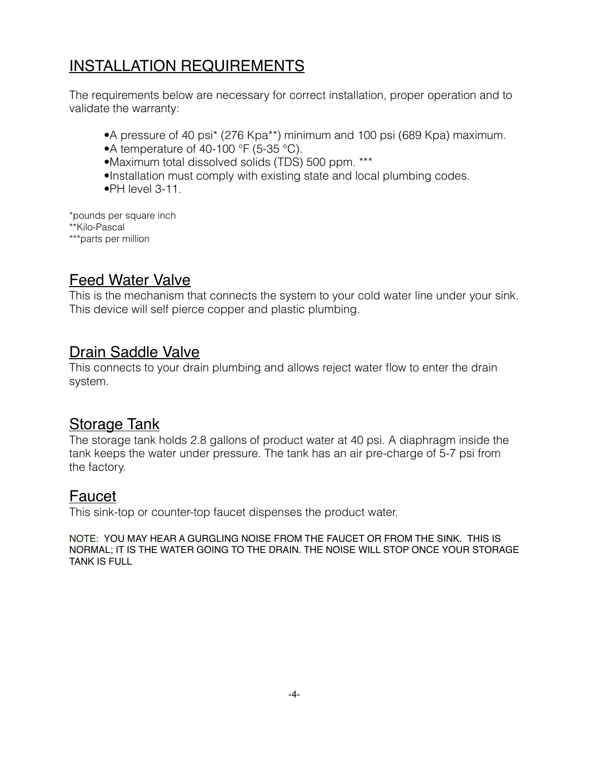# INSTALLATION REQUIREMENTS

The requirements below are necessary for correct installation, proper operation and to validate the warranty:

- •A pressure of 40 psi* (276 Kpa**) minimum and 100 psi (689 Kpa) maximum.
- •A temperature of 40-100 °F (5-35 °C).
- •Maximum total dissolved solids (TDS) 500 ppm. ***
- •Installation must comply with existing state and local plumbing codes.
- •PH level 3-11.

*pounds per square inch
**Kilo-Pascal
***parts per million

## Feed Water Valve

This is the mechanism that connects the system to your cold water line under your sink. This device will self pierce copper and plastic plumbing.

## Drain Saddle Valve

This connects to your drain plumbing and allows reject water flow to enter the drain system.

## Storage Tank

The storage tank holds 2.8 gallons of product water at 40 psi. A diaphragm inside the tank keeps the water under pressure. The tank has an air pre-charge of 5-7 psi from the factory.

## Faucet

This sink-top or counter-top faucet dispenses the product water.

NOTE: YOU MAY HEAR A GURGLING NOISE FROM THE FAUCET OR FROM THE SINK. THIS IS NORMAL; IT IS THE WATER GOING TO THE DRAIN. THE NOISE WILL STOP ONCE YOUR STORAGE TANK IS FULL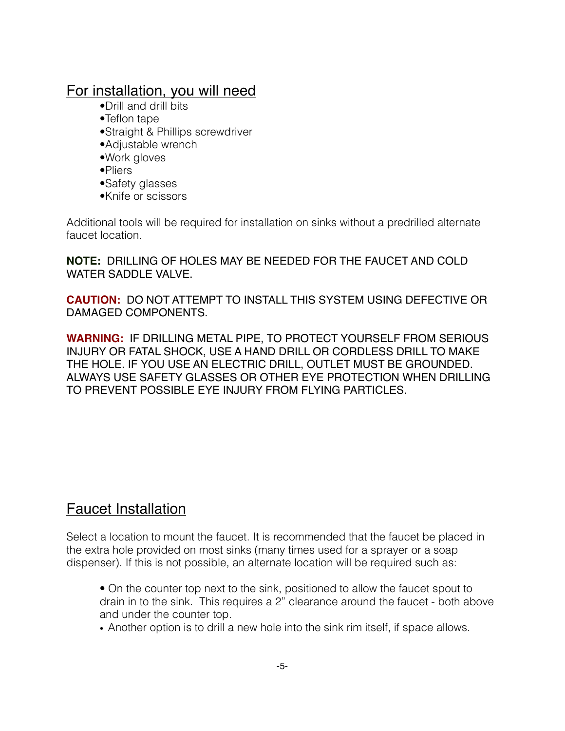## For installation, you will need

- Drill and drill bits
- Teflon tape
- Straight & Phillips screwdriver
- Adjustable wrench
- Work gloves
- Pliers
- Safety glasses
- Knife or scissors

Additional tools will be required for installation on sinks without a predrilled alternate faucet location.

**NOTE:** DRILLING OF HOLES MAY BE NEEDED FOR THE FAUCET AND COLD WATER SADDLE VALVE.

**CAUTION:** DO NOT ATTEMPT TO INSTALL THIS SYSTEM USING DEFECTIVE OR DAMAGED COMPONENTS.

**WARNING:** IF DRILLING METAL PIPE, TO PROTECT YOURSELF FROM SERIOUS INJURY OR FATAL SHOCK, USE A HAND DRILL OR CORDLESS DRILL TO MAKE THE HOLE. IF YOU USE AN ELECTRIC DRILL, OUTLET MUST BE GROUNDED. ALWAYS USE SAFETY GLASSES OR OTHER EYE PROTECTION WHEN DRILLING TO PREVENT POSSIBLE EYE INJURY FROM FLYING PARTICLES.

## Faucet Installation

Select a location to mount the faucet. It is recommended that the faucet be placed in the extra hole provided on most sinks (many times used for a sprayer or a soap dispenser). If this is not possible, an alternate location will be required such as:

- On the counter top next to the sink, positioned to allow the faucet spout to drain in to the sink. This requires a 2" clearance around the faucet - both above and under the counter top.
- Another option is to drill a new hole into the sink rim itself, if space allows.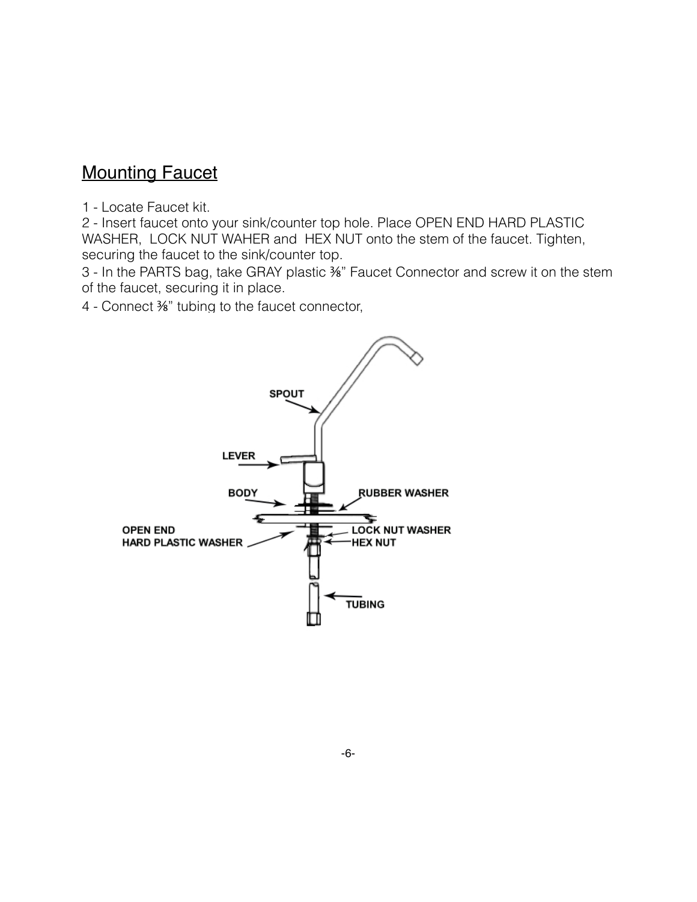## Mounting Faucet

1 - Locate Faucet kit.
2 - Insert faucet onto your sink/counter top hole. Place OPEN END HARD PLASTIC WASHER, LOCK NUT WAHER and HEX NUT onto the stem of the faucet. Tighten, securing the faucet to the sink/counter top.
3 - In the PARTS bag, take GRAY plastic ⅜" Faucet Connector and screw it on the stem of the faucet, securing it in place.
4 - Connect ⅜" tubing to the faucet connector,

SPOUT

LEVER

BODY

RUBBER WASHER

OPEN END
HARD PLASTIC WASHER

LOCK NUT WASHER

HEX NUT

TUBING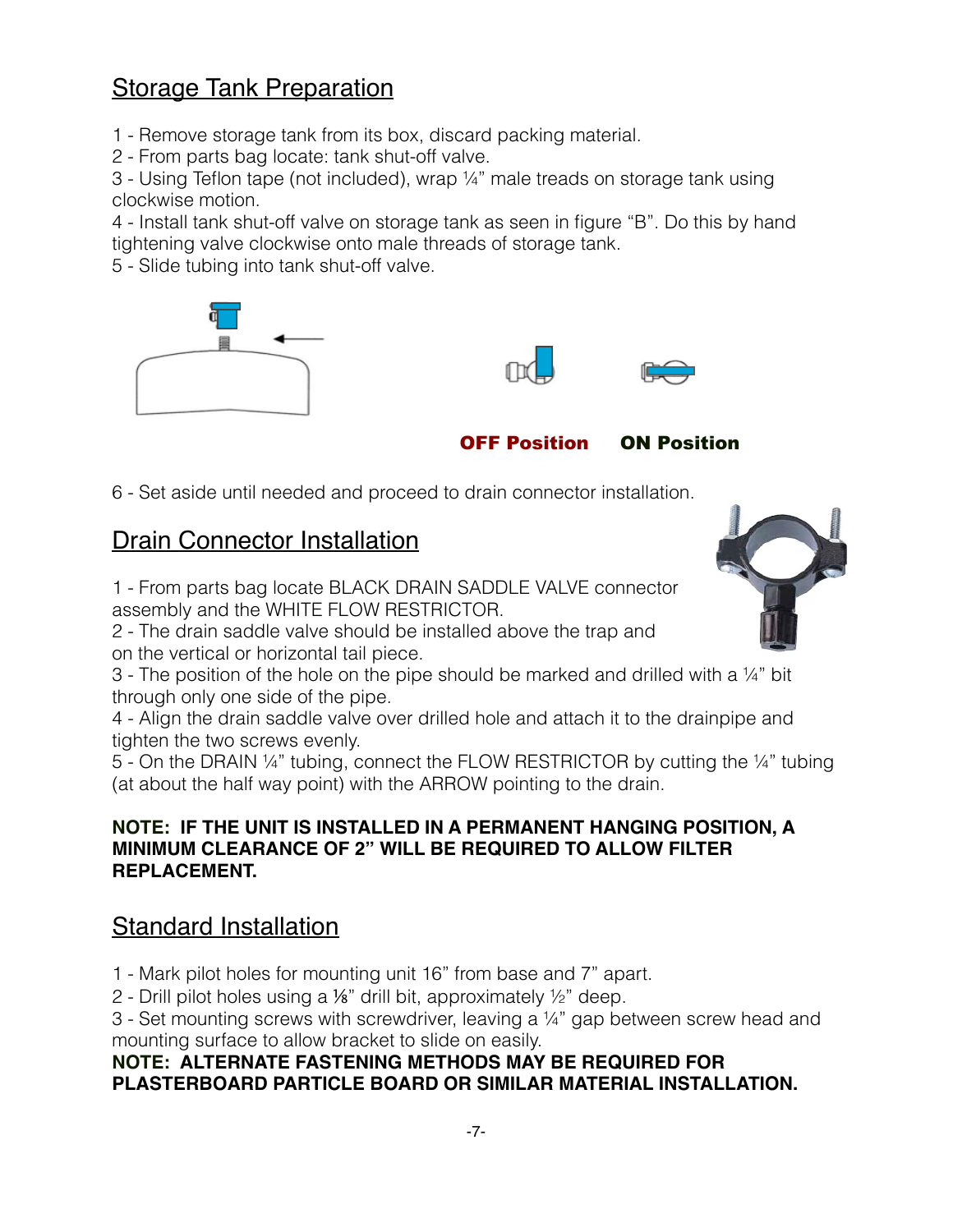## Storage Tank Preparation

1 - Remove storage tank from its box, discard packing material.
2 - From parts bag locate: tank shut-off valve.
3 - Using Teflon tape (not included), wrap ¼" male treads on storage tank using clockwise motion.
4 - Install tank shut-off valve on storage tank as seen in figure "B". Do this by hand tightening valve clockwise onto male threads of storage tank.
5 - Slide tubing into tank shut-off valve.

**OFF Position** **ON Position**

6 - Set aside until needed and proceed to drain connector installation.

## Drain Connector Installation

1 - From parts bag locate BLACK DRAIN SADDLE VALVE connector assembly and the WHITE FLOW RESTRICTOR.
2 - The drain saddle valve should be installed above the trap and on the vertical or horizontal tail piece.
3 - The position of the hole on the pipe should be marked and drilled with a ¼" bit through only one side of the pipe.
4 - Align the drain saddle valve over drilled hole and attach it to the drainpipe and tighten the two screws evenly.
5 - On the DRAIN ¼" tubing, connect the FLOW RESTRICTOR by cutting the ¼" tubing (at about the half way point) with the ARROW pointing to the drain.

**NOTE: IF THE UNIT IS INSTALLED IN A PERMANENT HANGING POSITION, A MINIMUM CLEARANCE OF 2" WILL BE REQUIRED TO ALLOW FILTER REPLACEMENT.**

## Standard Installation

1 - Mark pilot holes for mounting unit 16" from base and 7" apart.
2 - Drill pilot holes using a ⅛" drill bit, approximately ½" deep.
3 - Set mounting screws with screwdriver, leaving a ¼" gap between screw head and mounting surface to allow bracket to slide on easily.
**NOTE: ALTERNATE FASTENING METHODS MAY BE REQUIRED FOR PLASTERBOARD PARTICLE BOARD OR SIMILAR MATERIAL INSTALLATION.**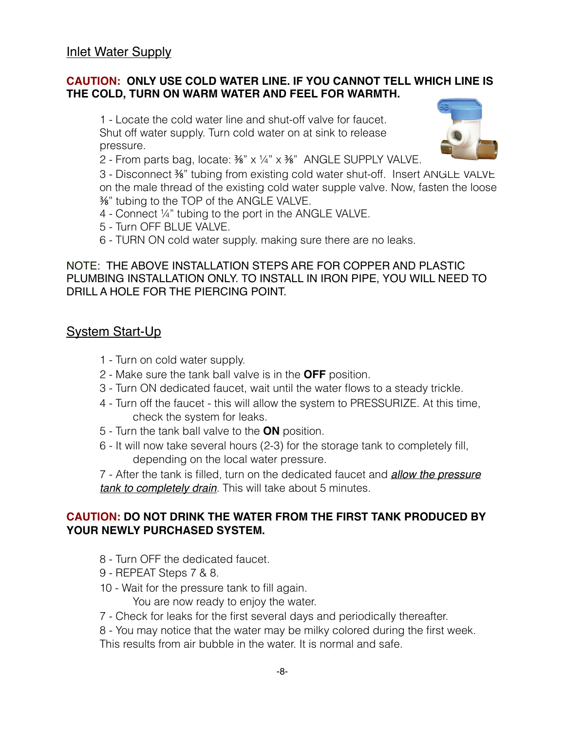## Inlet Water Supply

**CAUTION: ONLY USE COLD WATER LINE. IF YOU CANNOT TELL WHICH LINE IS THE COLD, TURN ON WARM WATER AND FEEL FOR WARMTH.**

1 - Locate the cold water line and shut-off valve for faucet. Shut off water supply. Turn cold water on at sink to release pressure.

2 - From parts bag, locate: ⅜" x ¼" x ⅜" ANGLE SUPPLY VALVE.

3 - Disconnect ⅜" tubing from existing cold water shut-off. Insert ANGLE VALVE on the male thread of the existing cold water supple valve. Now, fasten the loose ⅜" tubing to the TOP of the ANGLE VALVE.

4 - Connect ¼" tubing to the port in the ANGLE VALVE.

5 - Turn OFF BLUE VALVE.

6 - TURN ON cold water supply. making sure there are no leaks.

NOTE: THE ABOVE INSTALLATION STEPS ARE FOR COPPER AND PLASTIC PLUMBING INSTALLATION ONLY. TO INSTALL IN IRON PIPE, YOU WILL NEED TO DRILL A HOLE FOR THE PIERCING POINT.

## System Start-Up

1 - Turn on cold water supply.

2 - Make sure the tank ball valve is in the **OFF** position.

3 - Turn ON dedicated faucet, wait until the water flows to a steady trickle.

4 - Turn off the faucet - this will allow the system to PRESSURIZE. At this time, check the system for leaks.

5 - Turn the tank ball valve to the **ON** position.

6 - It will now take several hours (2-3) for the storage tank to completely fill, depending on the local water pressure.

7 - After the tank is filled, turn on the dedicated faucet and ***allow the pressure tank to completely drain***. This will take about 5 minutes.

**CAUTION: DO NOT DRINK THE WATER FROM THE FIRST TANK PRODUCED BY YOUR NEWLY PURCHASED SYSTEM.**

8 - Turn OFF the dedicated faucet.

9 - REPEAT Steps 7 & 8.

10 - Wait for the pressure tank to fill again.
You are now ready to enjoy the water.

7 - Check for leaks for the first several days and periodically thereafter.

8 - You may notice that the water may be milky colored during the first week. This results from air bubble in the water. It is normal and safe.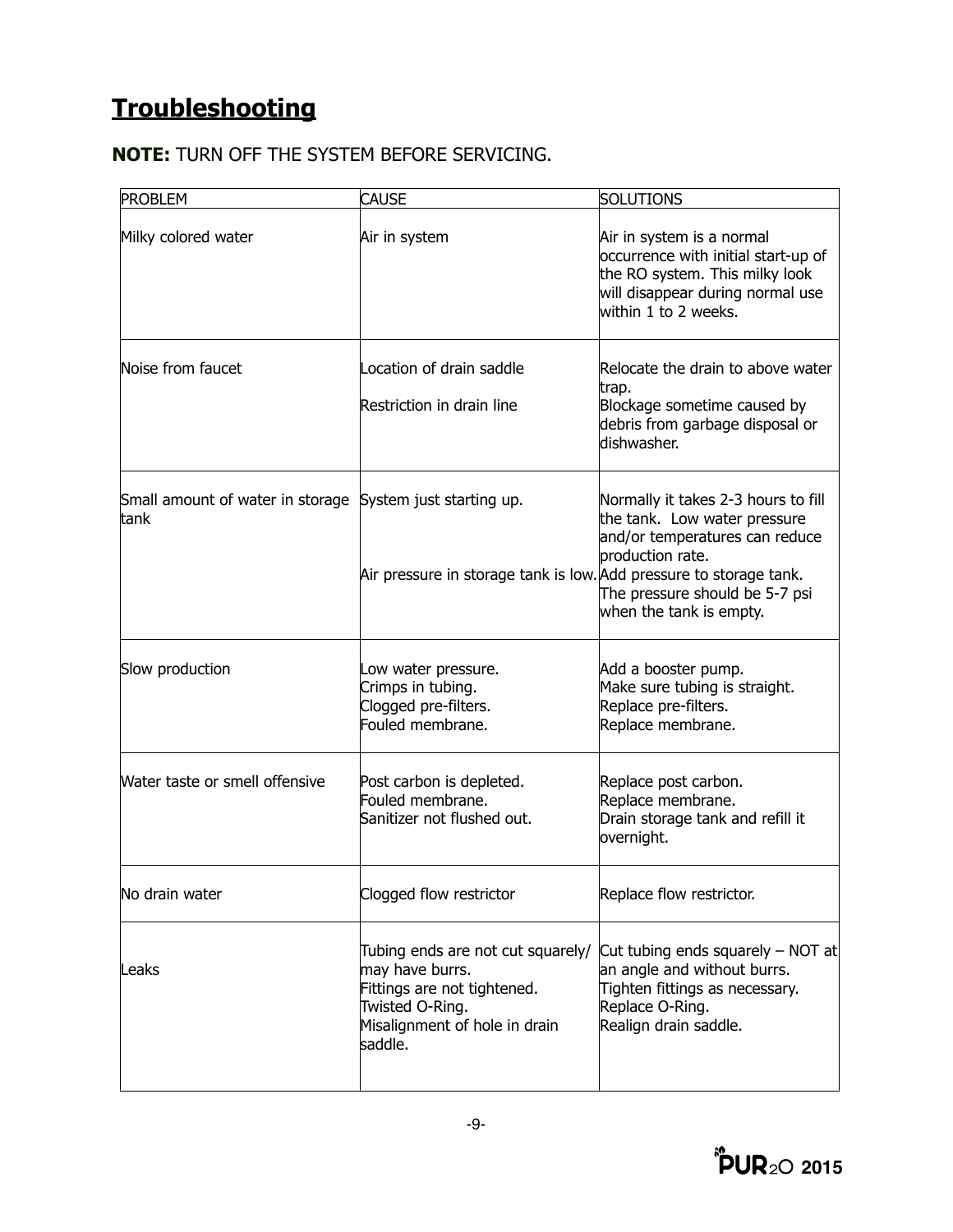# Troubleshooting

**NOTE:** TURN OFF THE SYSTEM BEFORE SERVICING.

| PROBLEM | CAUSE | SOLUTIONS |
|---|---|---|
| Milky colored water | Air in system | Air in system is a normal occurrence with initial start-up of the RO system. This milky look will disappear during normal use within 1 to 2 weeks. |
| Noise from faucet | Location of drain saddle<br><br>Restriction in drain line | Relocate the drain to above water trap.<br>Blockage sometime caused by debris from garbage disposal or dishwasher. |
| Small amount of water in storage tank | System just starting up.<br><br><br><br>Air pressure in storage tank is low. | Normally it takes 2-3 hours to fill the tank. Low water pressure and/or temperatures can reduce production rate.<br>Add pressure to storage tank. The pressure should be 5-7 psi when the tank is empty. |
| Slow production | Low water pressure.<br>Crimps in tubing.<br>Clogged pre-filters.<br>Fouled membrane. | Add a booster pump.<br>Make sure tubing is straight.<br>Replace pre-filters.<br>Replace membrane. |
| Water taste or smell offensive | Post carbon is depleted.<br>Fouled membrane.<br>Sanitizer not flushed out. | Replace post carbon.<br>Replace membrane.<br>Drain storage tank and refill it overnight. |
| No drain water | Clogged flow restrictor | Replace flow restrictor. |
| Leaks | Tubing ends are not cut squarely/ may have burrs.<br>Fittings are not tightened.<br>Twisted O-Ring.<br>Misalignment of hole in drain saddle. | Cut tubing ends squarely – NOT at an angle and without burrs.<br>Tighten fittings as necessary.<br>Replace O-Ring.<br>Realign drain saddle. |